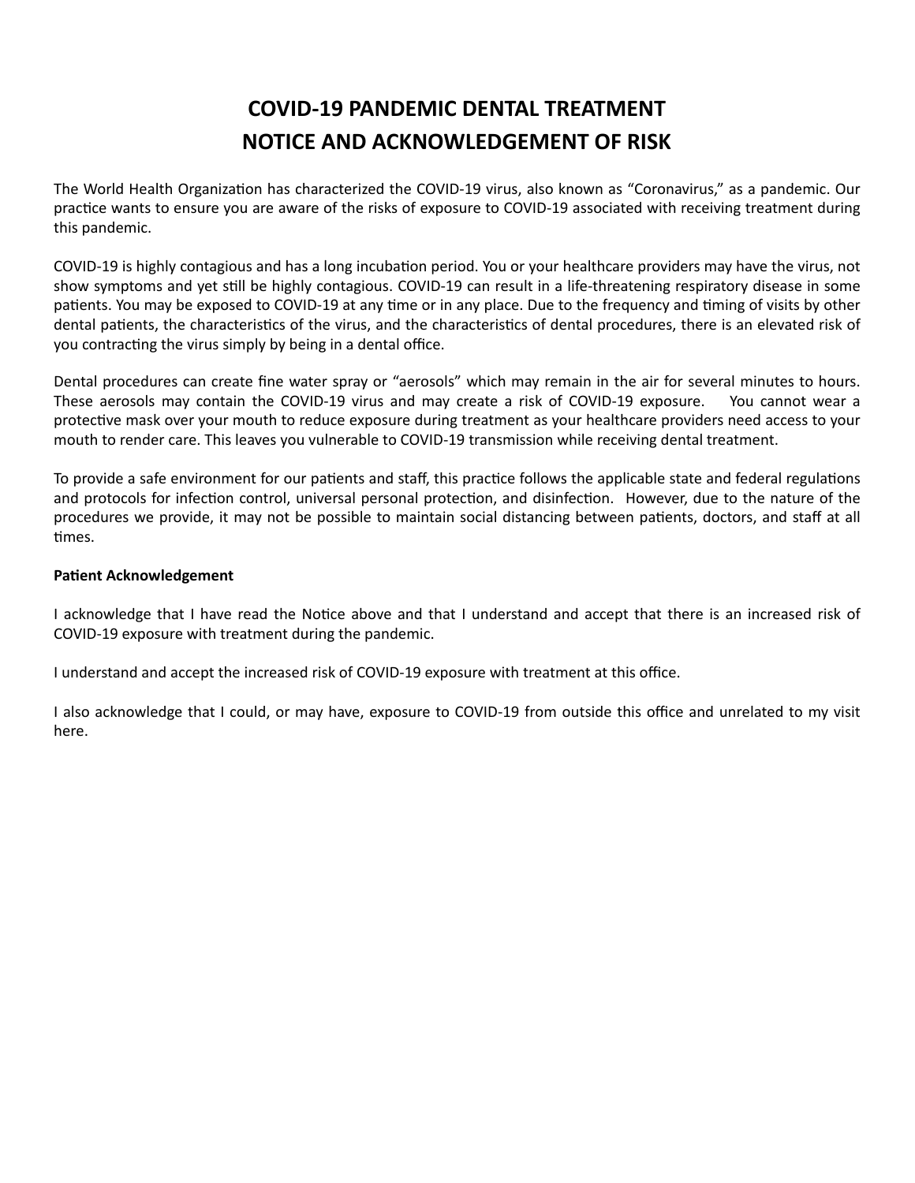# COVID-19 PANDEMIC DENTAL TREATMENT
# NOTICE AND ACKNOWLEDGEMENT OF RISK

The World Health Organization has characterized the COVID-19 virus, also known as "Coronavirus," as a pandemic. Our practice wants to ensure you are aware of the risks of exposure to COVID-19 associated with receiving treatment during this pandemic.

COVID-19 is highly contagious and has a long incubation period. You or your healthcare providers may have the virus, not show symptoms and yet still be highly contagious. COVID-19 can result in a life-threatening respiratory disease in some patients. You may be exposed to COVID-19 at any time or in any place. Due to the frequency and timing of visits by other dental patients, the characteristics of the virus, and the characteristics of dental procedures, there is an elevated risk of you contracting the virus simply by being in a dental office.

Dental procedures can create fine water spray or "aerosols" which may remain in the air for several minutes to hours. These aerosols may contain the COVID-19 virus and may create a risk of COVID-19 exposure. You cannot wear a protective mask over your mouth to reduce exposure during treatment as your healthcare providers need access to your mouth to render care. This leaves you vulnerable to COVID-19 transmission while receiving dental treatment.

To provide a safe environment for our patients and staff, this practice follows the applicable state and federal regulations and protocols for infection control, universal personal protection, and disinfection. However, due to the nature of the procedures we provide, it may not be possible to maintain social distancing between patients, doctors, and staff at all times.

**Patient Acknowledgement**

I acknowledge that I have read the Notice above and that I understand and accept that there is an increased risk of COVID-19 exposure with treatment during the pandemic.

I understand and accept the increased risk of COVID-19 exposure with treatment at this office.

I also acknowledge that I could, or may have, exposure to COVID-19 from outside this office and unrelated to my visit here.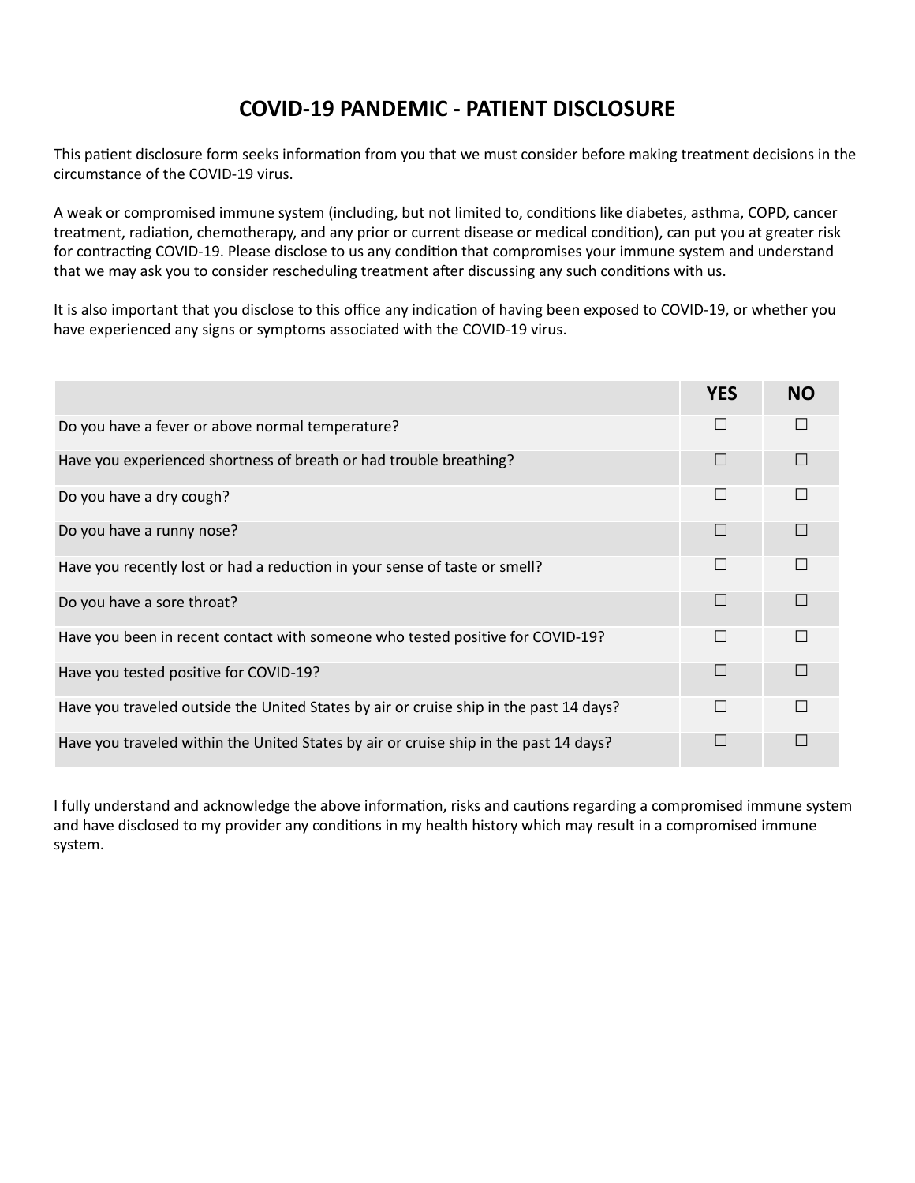# COVID-19 PANDEMIC - PATIENT DISCLOSURE

This patient disclosure form seeks information from you that we must consider before making treatment decisions in the circumstance of the COVID-19 virus.

A weak or compromised immune system (including, but not limited to, conditions like diabetes, asthma, COPD, cancer treatment, radiation, chemotherapy, and any prior or current disease or medical condition), can put you at greater risk for contracting COVID-19. Please disclose to us any condition that compromises your immune system and understand that we may ask you to consider rescheduling treatment after discussing any such conditions with us.

It is also important that you disclose to this office any indication of having been exposed to COVID-19, or whether you have experienced any signs or symptoms associated with the COVID-19 virus.

| | **YES** | **NO** |
|---|---|---|
| Do you have a fever or above normal temperature? | ☐ | ☐ |
| Have you experienced shortness of breath or had trouble breathing? | ☐ | ☐ |
| Do you have a dry cough? | ☐ | ☐ |
| Do you have a runny nose? | ☐ | ☐ |
| Have you recently lost or had a reduction in your sense of taste or smell? | ☐ | ☐ |
| Do you have a sore throat? | ☐ | ☐ |
| Have you been in recent contact with someone who tested positive for COVID-19? | ☐ | ☐ |
| Have you tested positive for COVID-19? | ☐ | ☐ |
| Have you traveled outside the United States by air or cruise ship in the past 14 days? | ☐ | ☐ |
| Have you traveled within the United States by air or cruise ship in the past 14 days? | ☐ | ☐ |

I fully understand and acknowledge the above information, risks and cautions regarding a compromised immune system and have disclosed to my provider any conditions in my health history which may result in a compromised immune system.